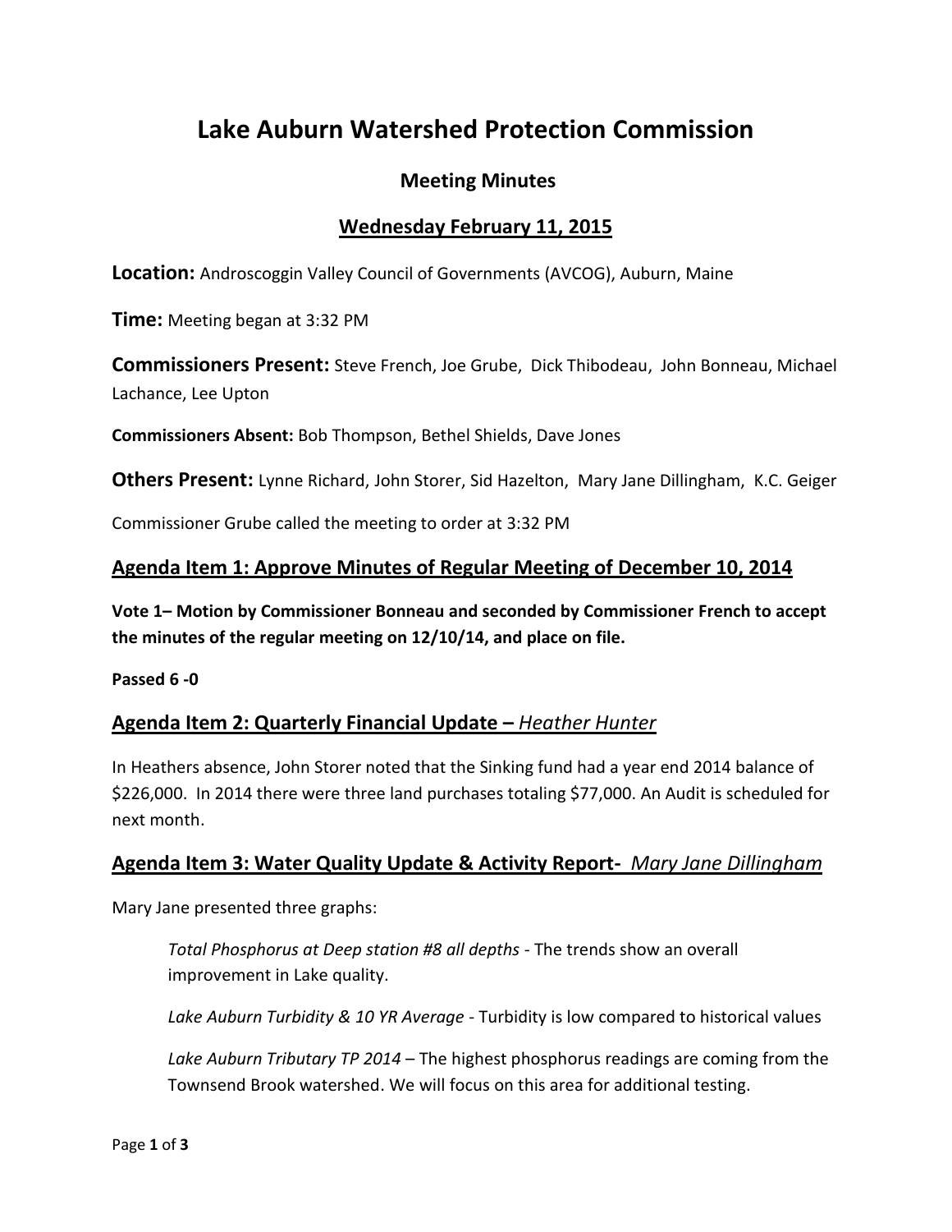# Lake Auburn Watershed Protection Commission

## Meeting Minutes

## Wednesday February 11, 2015

**Location:** Androscoggin Valley Council of Governments (AVCOG), Auburn, Maine

**Time:** Meeting began at 3:32 PM

**Commissioners Present:** Steve French, Joe Grube, Dick Thibodeau, John Bonneau, Michael Lachance, Lee Upton

**Commissioners Absent:** Bob Thompson, Bethel Shields, Dave Jones

**Others Present:** Lynne Richard, John Storer, Sid Hazelton, Mary Jane Dillingham, K.C. Geiger

Commissioner Grube called the meeting to order at 3:32 PM

### Agenda Item 1: Approve Minutes of Regular Meeting of December 10, 2014

**Vote 1– Motion by Commissioner Bonneau and seconded by Commissioner French to accept the minutes of the regular meeting on 12/10/14, and place on file.**

**Passed 6 -0**

### Agenda Item 2: Quarterly Financial Update – *Heather Hunter*

In Heathers absence, John Storer noted that the Sinking fund had a year end 2014 balance of $226,000. In 2014 there were three land purchases totaling $77,000. An Audit is scheduled for next month.

### Agenda Item 3: Water Quality Update & Activity Report- *Mary Jane Dillingham*

Mary Jane presented three graphs:

*Total Phosphorus at Deep station #8 all depths* - The trends show an overall improvement in Lake quality.

*Lake Auburn Turbidity & 10 YR Average* - Turbidity is low compared to historical values

*Lake Auburn Tributary TP 2014* – The highest phosphorus readings are coming from the Townsend Brook watershed. We will focus on this area for additional testing.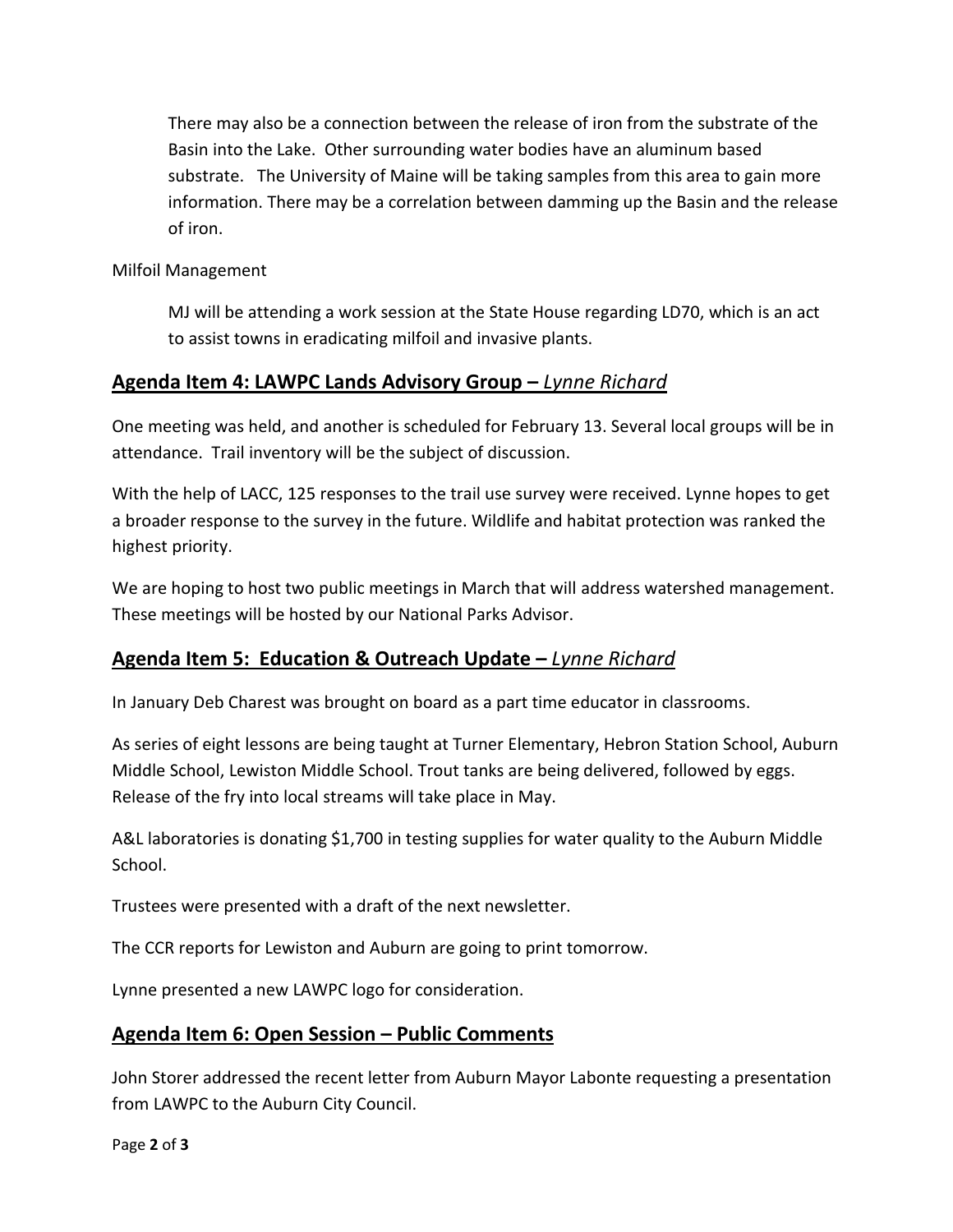There may also be a connection between the release of iron from the substrate of the Basin into the Lake. Other surrounding water bodies have an aluminum based substrate. The University of Maine will be taking samples from this area to gain more information. There may be a correlation between damming up the Basin and the release of iron.

Milfoil Management

MJ will be attending a work session at the State House regarding LD70, which is an act to assist towns in eradicating milfoil and invasive plants.

## Agenda Item 4: LAWPC Lands Advisory Group – *Lynne Richard*

One meeting was held, and another is scheduled for February 13. Several local groups will be in attendance. Trail inventory will be the subject of discussion.

With the help of LACC, 125 responses to the trail use survey were received. Lynne hopes to get a broader response to the survey in the future. Wildlife and habitat protection was ranked the highest priority.

We are hoping to host two public meetings in March that will address watershed management. These meetings will be hosted by our National Parks Advisor.

## Agenda Item 5: Education & Outreach Update – *Lynne Richard*

In January Deb Charest was brought on board as a part time educator in classrooms.

As series of eight lessons are being taught at Turner Elementary, Hebron Station School, Auburn Middle School, Lewiston Middle School. Trout tanks are being delivered, followed by eggs. Release of the fry into local streams will take place in May.

A&L laboratories is donating $1,700 in testing supplies for water quality to the Auburn Middle School.

Trustees were presented with a draft of the next newsletter.

The CCR reports for Lewiston and Auburn are going to print tomorrow.

Lynne presented a new LAWPC logo for consideration.

## Agenda Item 6: Open Session – Public Comments

John Storer addressed the recent letter from Auburn Mayor Labonte requesting a presentation from LAWPC to the Auburn City Council.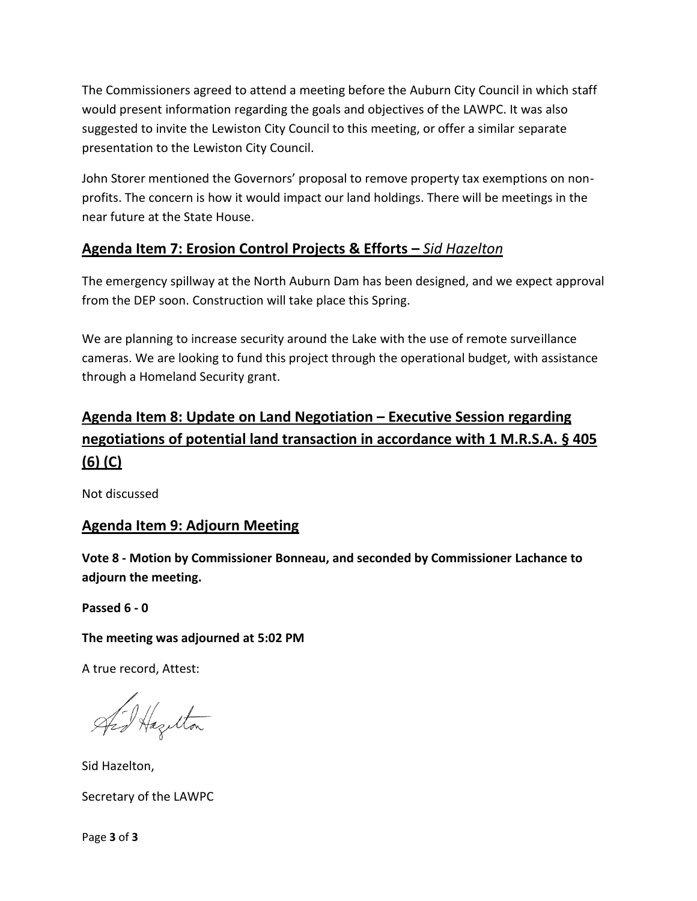The Commissioners agreed to attend a meeting before the Auburn City Council in which staff would present information regarding the goals and objectives of the LAWPC. It was also suggested to invite the Lewiston City Council to this meeting, or offer a similar separate presentation to the Lewiston City Council.

John Storer mentioned the Governors' proposal to remove property tax exemptions on non-profits. The concern is how it would impact our land holdings. There will be meetings in the near future at the State House.

## Agenda Item 7: Erosion Control Projects & Efforts – *Sid Hazelton*

The emergency spillway at the North Auburn Dam has been designed, and we expect approval from the DEP soon. Construction will take place this Spring.

We are planning to increase security around the Lake with the use of remote surveillance cameras. We are looking to fund this project through the operational budget, with assistance through a Homeland Security grant.

## Agenda Item 8: Update on Land Negotiation – Executive Session regarding negotiations of potential land transaction in accordance with 1 M.R.S.A. § 405 (6) (C)

Not discussed

## Agenda Item 9: Adjourn Meeting

**Vote 8 - Motion by Commissioner Bonneau, and seconded by Commissioner Lachance to adjourn the meeting.**

**Passed 6 - 0**

**The meeting was adjourned at 5:02 PM**

A true record, Attest:

Sid Hazelton,

Secretary of the LAWPC